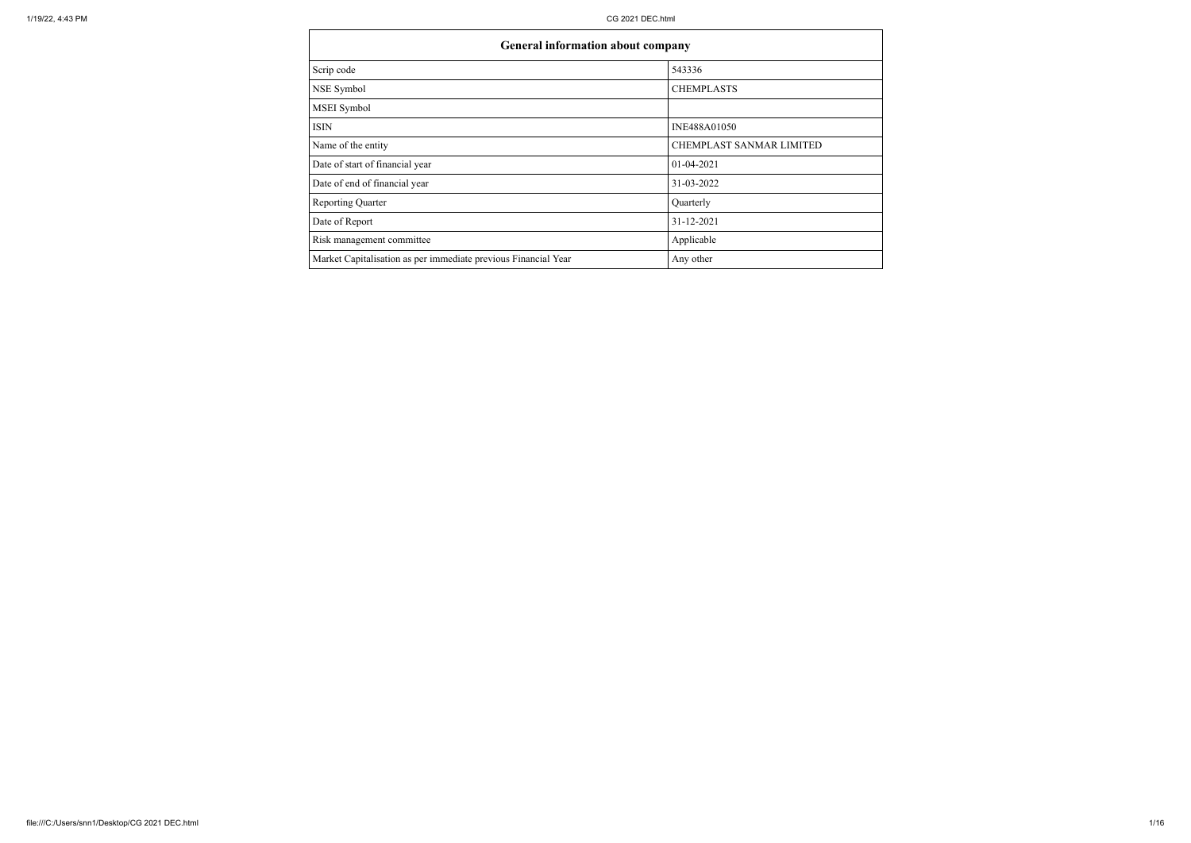| General information about company | |
|---|---|
| Scrip code | 543336 |
| NSE Symbol | CHEMPLASTS |
| MSEI Symbol | |
| ISIN | INE488A01050 |
| Name of the entity | CHEMPLAST SANMAR LIMITED |
| Date of start of financial year | 01-04-2021 |
| Date of end of financial year | 31-03-2022 |
| Reporting Quarter | Quarterly |
| Date of Report | 31-12-2021 |
| Risk management committee | Applicable |
| Market Capitalisation as per immediate previous Financial Year | Any other |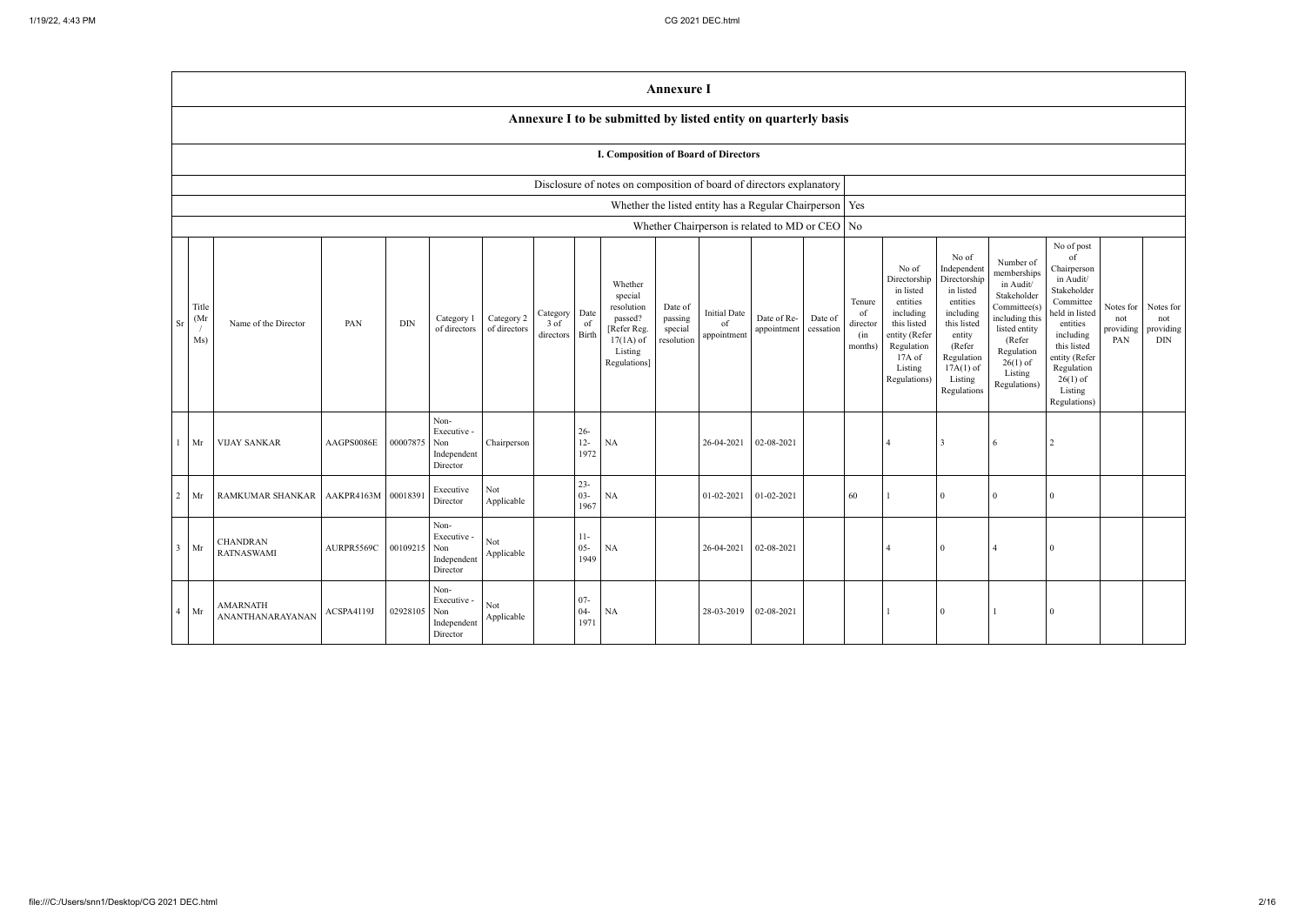# Annexure I

## Annexure I to be submitted by listed entity on quarterly basis

### I. Composition of Board of Directors

| Disclosure of notes on composition of board of directors explanatory | |
|---|---|
| Whether the listed entity has a Regular Chairperson | Yes |
| Whether Chairperson is related to MD or CEO | No |

| Sr | Title (Mr / Ms) | Name of the Director | PAN | DIN | Category 1 of directors | Category 2 of directors | Category 3 of directors | Date of Birth | Whether special resolution passed? [Refer Reg. 17(1A) of Listing Regulations] | Date of passing special resolution | Initial Date of appointment | Date of Re-appointment | Date of cessation | Tenure of director (in months) | No of Directorship in listed entities including this listed entity (Refer Regulation 17A of Listing Regulations) | No of Independent Directorship in listed entities including this listed entity (Refer Regulation 17A(1) of Listing Regulations | Number of memberships in Audit/ Stakeholder Committee(s) including this listed entity (Refer Regulation 26(1) of Listing Regulations) | No of post of Chairperson in Audit/ Stakeholder Committee held in listed entities including this listed entity (Refer Regulation 26(1) of Listing Regulations) | Notes for not providing PAN | Notes for not providing DIN |
|---|---|---|---|---|---|---|---|---|---|---|---|---|---|---|---|---|---|---|---|---|
| 1 | Mr | VIJAY SANKAR | AAGPS0086E | 00007875 | Non-Executive - Non Independent Director | Chairperson | | 26-12-1972 | NA | | 26-04-2021 | 02-08-2021 | | | 4 | 3 | 6 | 2 | | |
| 2 | Mr | RAMKUMAR SHANKAR | AAKPR4163M | 00018391 | Executive Director | Not Applicable | | 23-03-1967 | NA | | 01-02-2021 | 01-02-2021 | | 60 | 1 | 0 | 0 | 0 | | |
| 3 | Mr | CHANDRAN RATNASWAMI | AURPR5569C | 00109215 | Non-Executive - Non Independent Director | Not Applicable | | 11-05-1949 | NA | | 26-04-2021 | 02-08-2021 | | | 4 | 0 | 4 | 0 | | |
| 4 | Mr | AMARNATH ANANTHANARAYANAN | ACSPA4119J | 02928105 | Non-Executive - Non Independent Director | Not Applicable | | 07-04-1971 | NA | | 28-03-2019 | 02-08-2021 | | | 1 | 0 | 1 | 0 | | |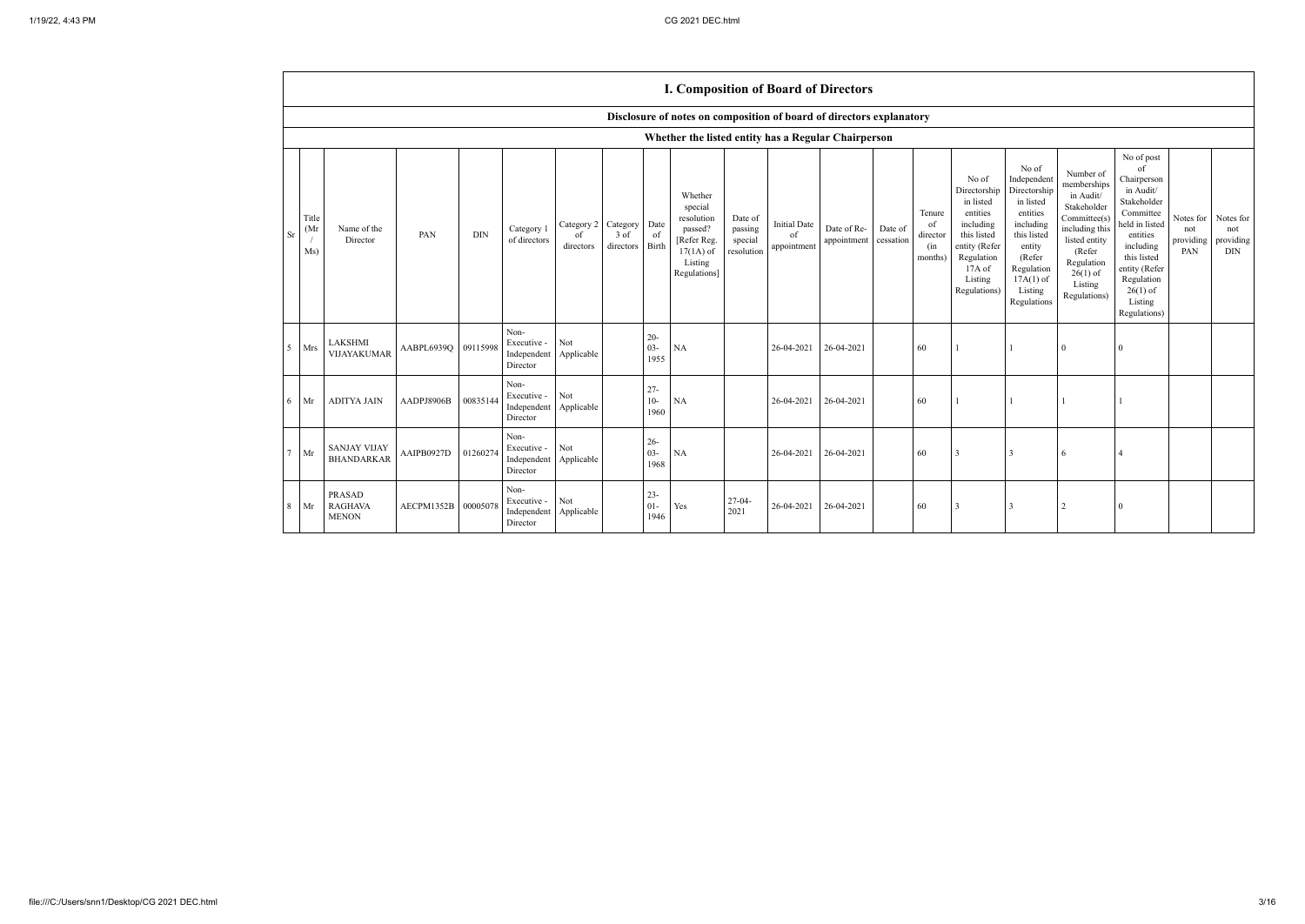## I. Composition of Board of Directors

### Disclosure of notes on composition of board of directors explanatory

### Whether the listed entity has a Regular Chairperson

| Sr | Title (Mr / Ms) | Name of the Director | PAN | DIN | Category 1 of directors | Category 2 of directors | Category 3 of directors | Date of Birth | Whether special resolution passed? [Refer Reg. 17(1A) of Listing Regulations] | Date of passing special resolution | Initial Date of appointment | Date of Re-appointment | Date of cessation | Tenure of director (in months) | No of Directorship in listed entities including this listed entity (Refer Regulation 17A of Listing Regulations) | No of Independent Directorship in listed entities including this listed entity (Refer Regulation 17A(1) of Listing Regulations | Number of memberships in Audit/ Stakeholder Committee(s) including this listed entity (Refer Regulation 26(1) of Listing Regulations) | No of post of Chairperson in Audit/ Stakeholder Committee held in listed entities including this listed entity (Refer Regulation 26(1) of Listing Regulations) | Notes for not providing PAN | Notes for not providing DIN |
|---|---|---|---|---|---|---|---|---|---|---|---|---|---|---|---|---|---|---|---|---|
| 5 | Mrs | LAKSHMI VIJAYAKUMAR | AABPL6939Q | 09115998 | Non-Executive - Independent Director | Not Applicable | | 20-03-1955 | NA | | 26-04-2021 | 26-04-2021 | | 60 | 1 | 1 | 0 | 0 | | |
| 6 | Mr | ADITYA JAIN | AADPJ8906B | 00835144 | Non-Executive - Independent Director | Not Applicable | | 27-10-1960 | NA | | 26-04-2021 | 26-04-2021 | | 60 | 1 | 1 | 1 | 1 | | |
| 7 | Mr | SANJAY VIJAY BHANDARKAR | AAIPB0927D | 01260274 | Non-Executive - Independent Director | Not Applicable | | 26-03-1968 | NA | | 26-04-2021 | 26-04-2021 | | 60 | 3 | 3 | 6 | 4 | | |
| 8 | Mr | PRASAD RAGHAVA MENON | AECPM1352B | 00005078 | Non-Executive - Independent Director | Not Applicable | | 23-01-1946 | Yes | 27-04-2021 | 26-04-2021 | 26-04-2021 | | 60 | 3 | 3 | 2 | 0 | | |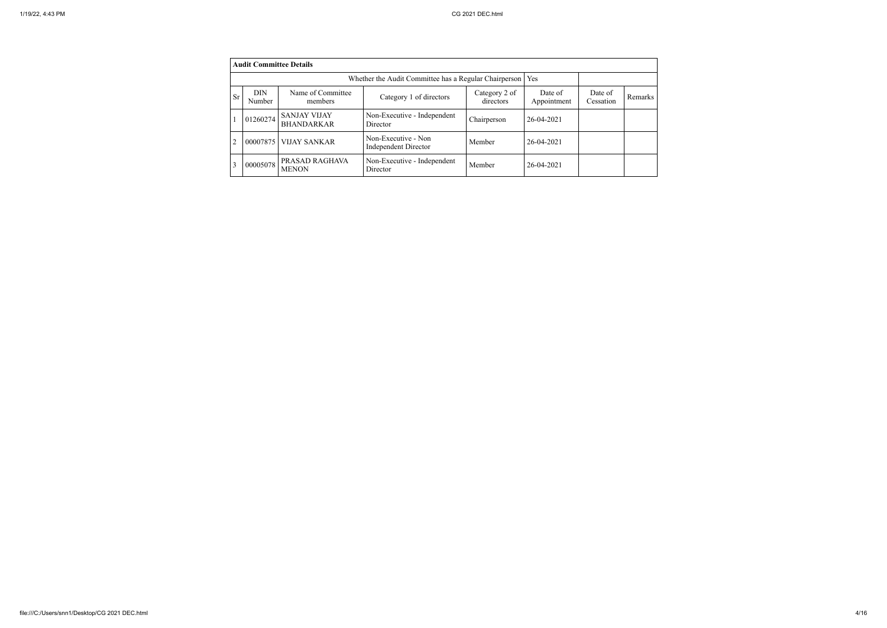| Audit Committee Details | | | | | | | |
|---|---|---|---|---|---|---|---|
| Whether the Audit Committee has a Regular Chairperson | | | | | Yes | | |
| Sr | DIN Number | Name of Committee members | Category 1 of directors | Category 2 of directors | Date of Appointment | Date of Cessation | Remarks |
| 1 | 01260274 | SANJAY VIJAY BHANDARKAR | Non-Executive - Independent Director | Chairperson | 26-04-2021 | | |
| 2 | 00007875 | VIJAY SANKAR | Non-Executive - Non Independent Director | Member | 26-04-2021 | | |
| 3 | 00005078 | PRASAD RAGHAVA MENON | Non-Executive - Independent Director | Member | 26-04-2021 | | |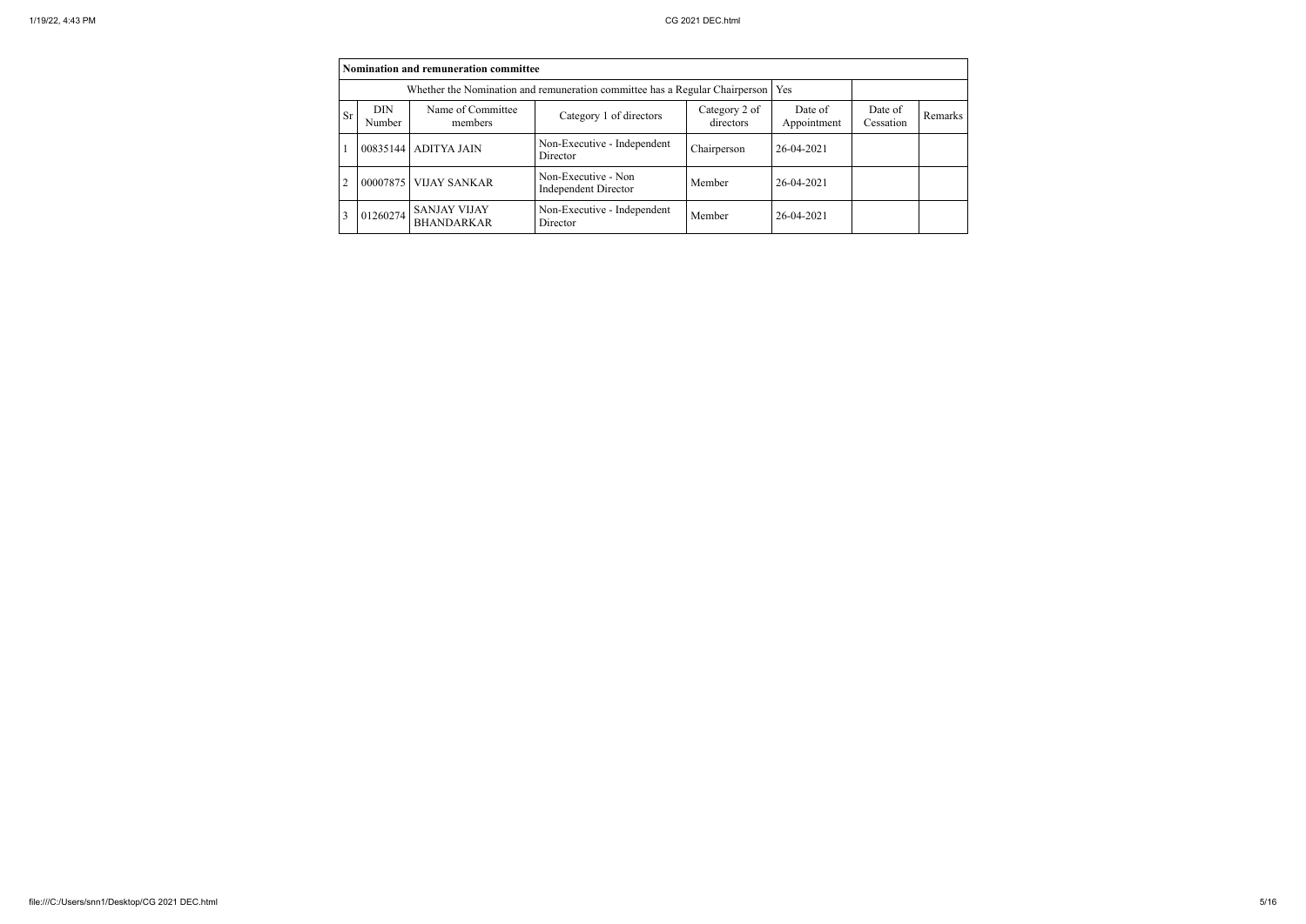| Nomination and remuneration committee | | | | | | | |
|---|---|---|---|---|---|---|---|
| Whether the Nomination and remuneration committee has a Regular Chairperson | | | | | Yes | | |
| Sr | DIN Number | Name of Committee members | Category 1 of directors | Category 2 of directors | Date of Appointment | Date of Cessation | Remarks |
| 1 | 00835144 | ADITYA JAIN | Non-Executive - Independent Director | Chairperson | 26-04-2021 | | |
| 2 | 00007875 | VIJAY SANKAR | Non-Executive - Non Independent Director | Member | 26-04-2021 | | |
| 3 | 01260274 | SANJAY VIJAY BHANDARKAR | Non-Executive - Independent Director | Member | 26-04-2021 | | |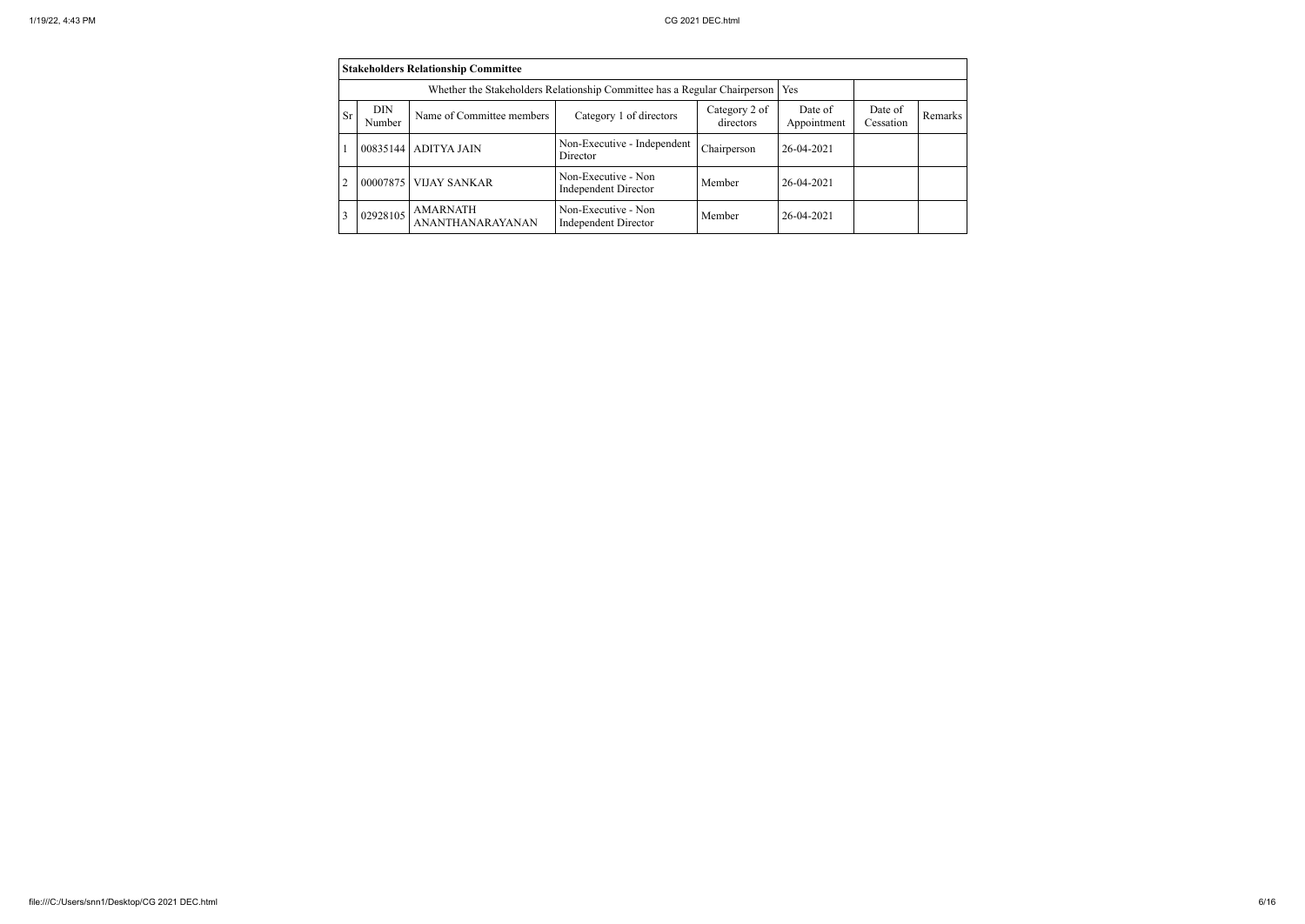| Stakeholders Relationship Committee | | | | | | | |
|---|---|---|---|---|---|---|---|
| Whether the Stakeholders Relationship Committee has a Regular Chairperson | | | | | Yes | | |
| Sr | DIN Number | Name of Committee members | Category 1 of directors | Category 2 of directors | Date of Appointment | Date of Cessation | Remarks |
| 1 | 00835144 | ADITYA JAIN | Non-Executive - Independent Director | Chairperson | 26-04-2021 | | |
| 2 | 00007875 | VIJAY SANKAR | Non-Executive - Non Independent Director | Member | 26-04-2021 | | |
| 3 | 02928105 | AMARNATH ANANTHANARAYANAN | Non-Executive - Non Independent Director | Member | 26-04-2021 | | |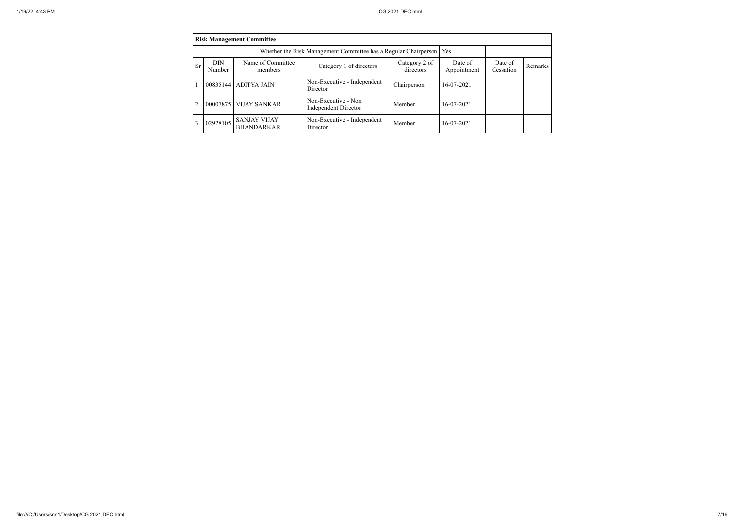| Risk Management Committee | | | | | | | |
|---|---|---|---|---|---|---|---|
| Whether the Risk Management Committee has a Regular Chairperson | | | | | Yes | | |
| Sr | DIN Number | Name of Committee members | Category 1 of directors | Category 2 of directors | Date of Appointment | Date of Cessation | Remarks |
| 1 | 00835144 | ADITYA JAIN | Non-Executive - Independent Director | Chairperson | 16-07-2021 | | |
| 2 | 00007875 | VIJAY SANKAR | Non-Executive - Non Independent Director | Member | 16-07-2021 | | |
| 3 | 02928105 | SANJAY VIJAY BHANDARKAR | Non-Executive - Independent Director | Member | 16-07-2021 | | |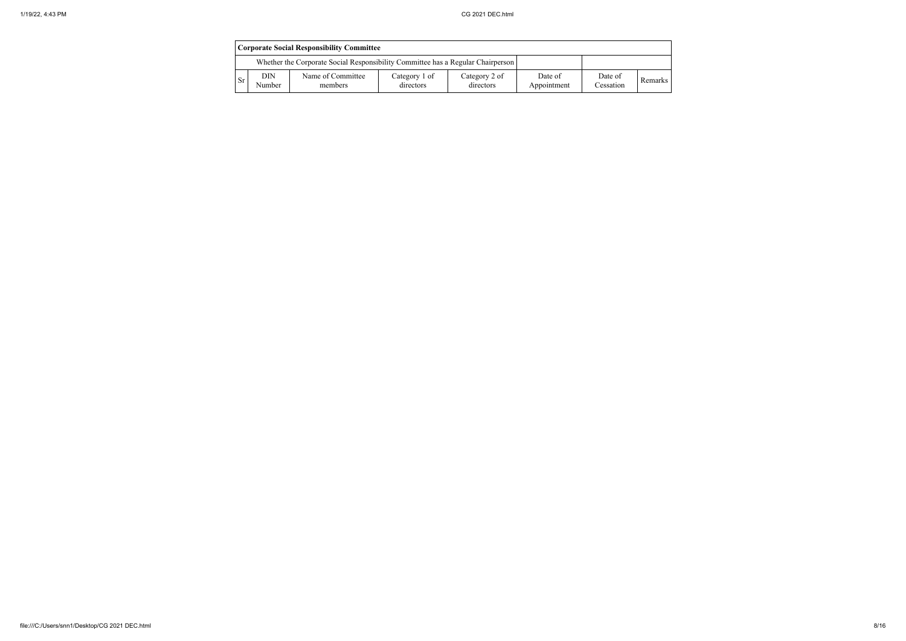| Corporate Social Responsibility Committee | | | | | | | |
|---|---|---|---|---|---|---|---|
| Whether the Corporate Social Responsibility Committee has a Regular Chairperson | | | | | | | |
| Sr | DIN Number | Name of Committee members | Category 1 of directors | Category 2 of directors | Date of Appointment | Date of Cessation | Remarks |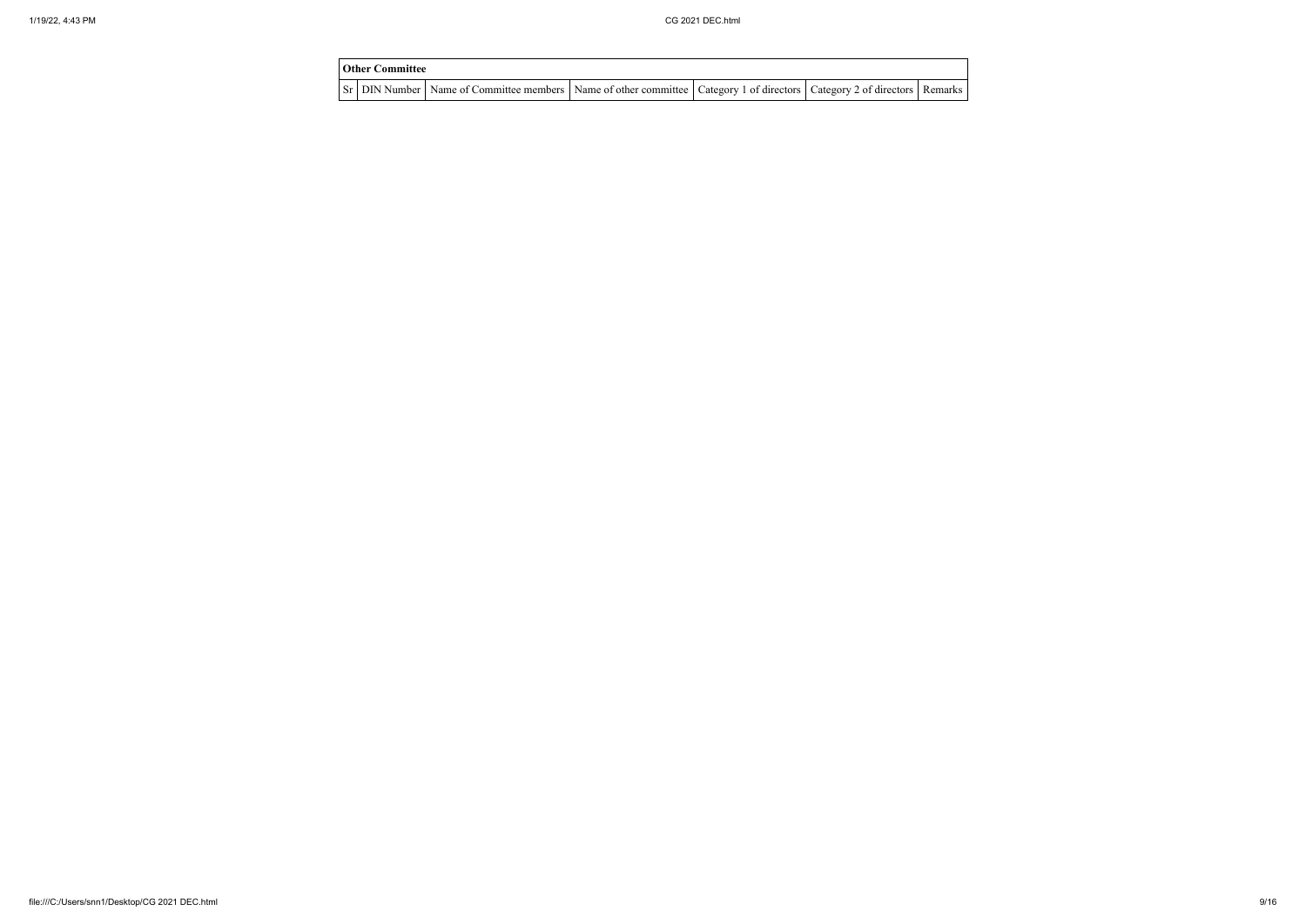| Other Committee | | | | | | |
|---|---|---|---|---|---|---|
| Sr | DIN Number | Name of Committee members | Name of other committee | Category 1 of directors | Category 2 of directors | Remarks |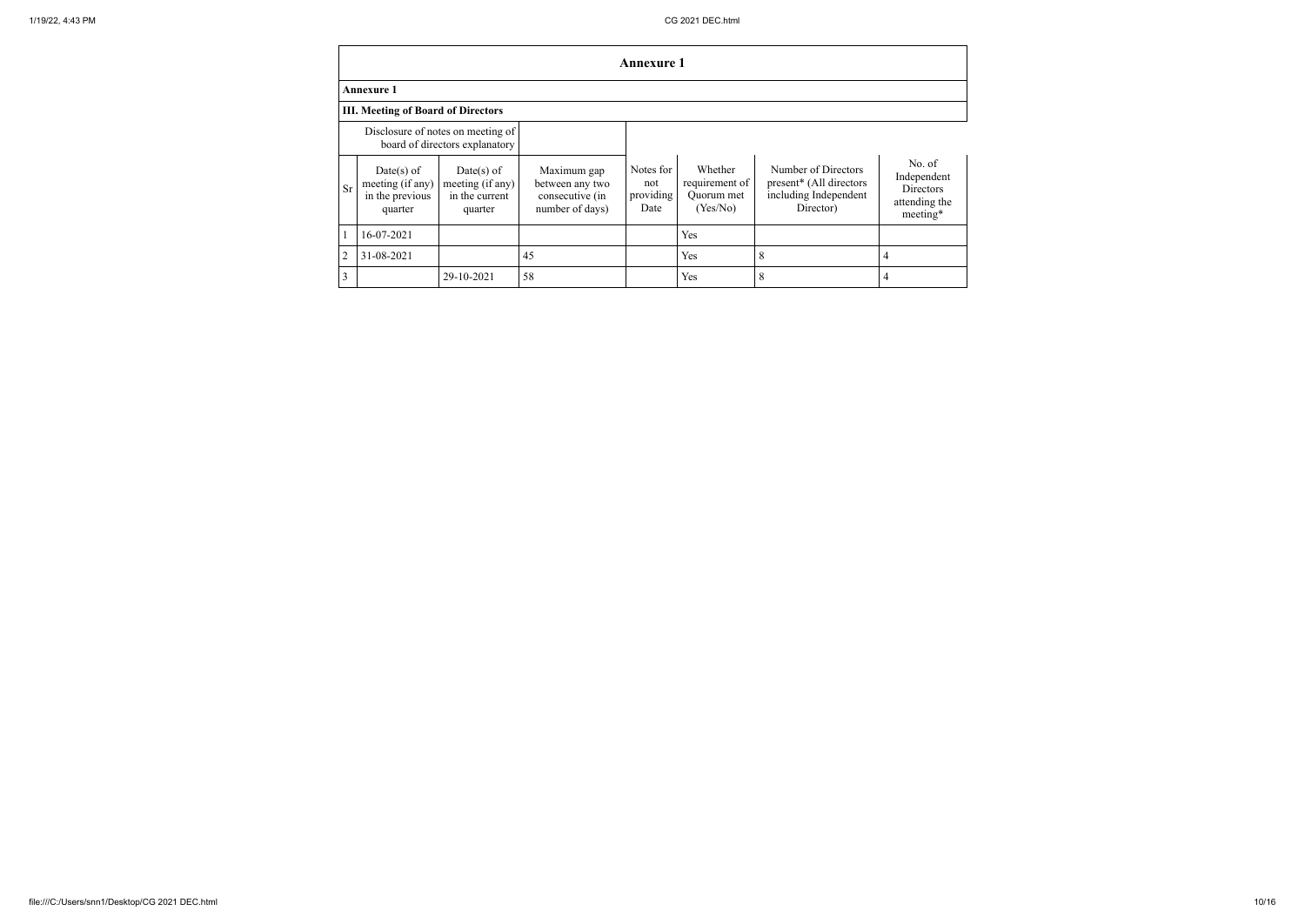## Annexure 1

**Annexure 1**

**III. Meeting of Board of Directors**

| Disclosure of notes on meeting of board of directors explanatory | | | | | | | |
|---|---|---|---|---|---|---|---|
| Sr | Date(s) of meeting (if any) in the previous quarter | Date(s) of meeting (if any) in the current quarter | Maximum gap between any two consecutive (in number of days) | Notes for not providing Date | Whether requirement of Quorum met (Yes/No) | Number of Directors present* (All directors including Independent Director) | No. of Independent Directors attending the meeting* |
| 1 | 16-07-2021 | | | | Yes | | |
| 2 | 31-08-2021 | | 45 | | Yes | 8 | 4 |
| 3 | | 29-10-2021 | 58 | | Yes | 8 | 4 |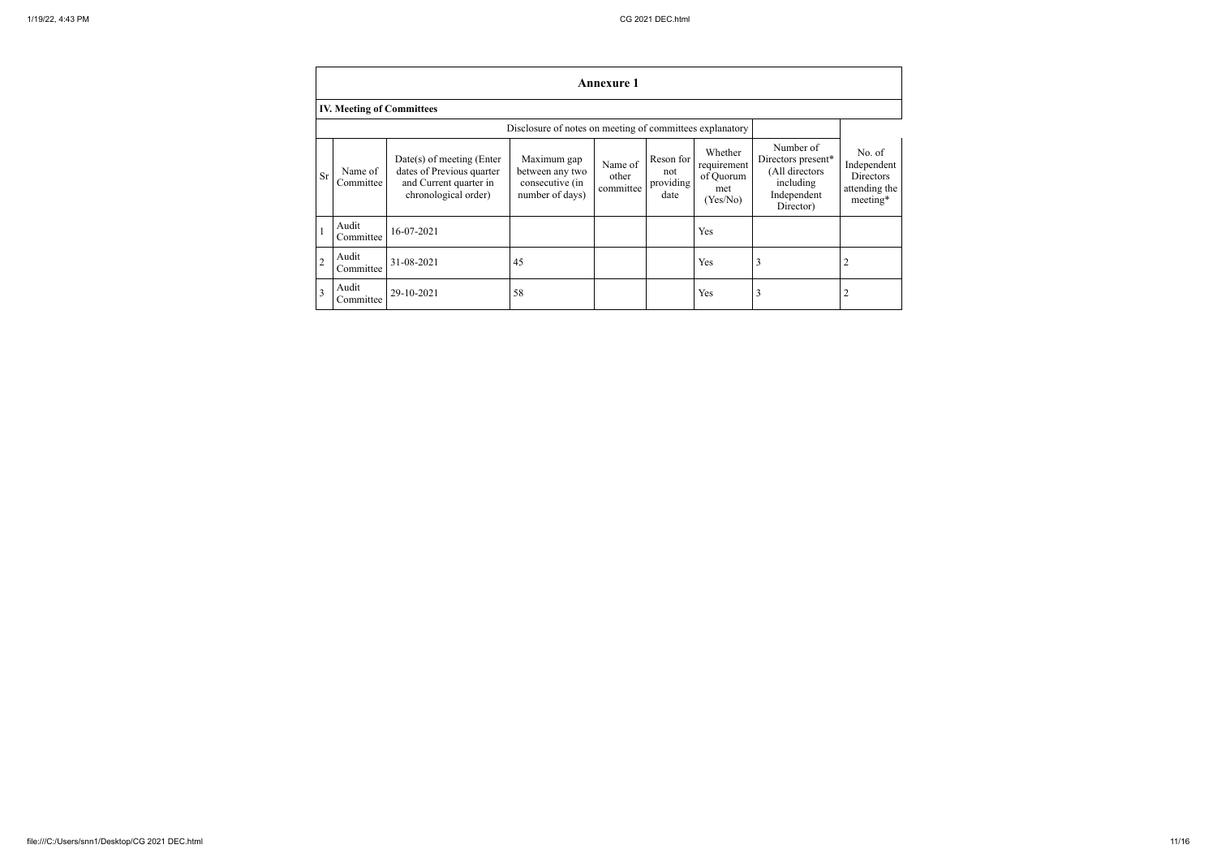## Annexure 1

### IV. Meeting of Committees

Disclosure of notes on meeting of committees explanatory

| Sr | Name of Committee | Date(s) of meeting (Enter dates of Previous quarter and Current quarter in chronological order) | Maximum gap between any two consecutive (in number of days) | Name of other committee | Reson for not providing date | Whether requirement of Quorum met (Yes/No) | Number of Directors present* (All directors including Independent Director) | No. of Independent Directors attending the meeting* |
|---|---|---|---|---|---|---|---|---|
| 1 | Audit Committee | 16-07-2021 | | | | Yes | | |
| 2 | Audit Committee | 31-08-2021 | 45 | | | Yes | 3 | 2 |
| 3 | Audit Committee | 29-10-2021 | 58 | | | Yes | 3 | 2 |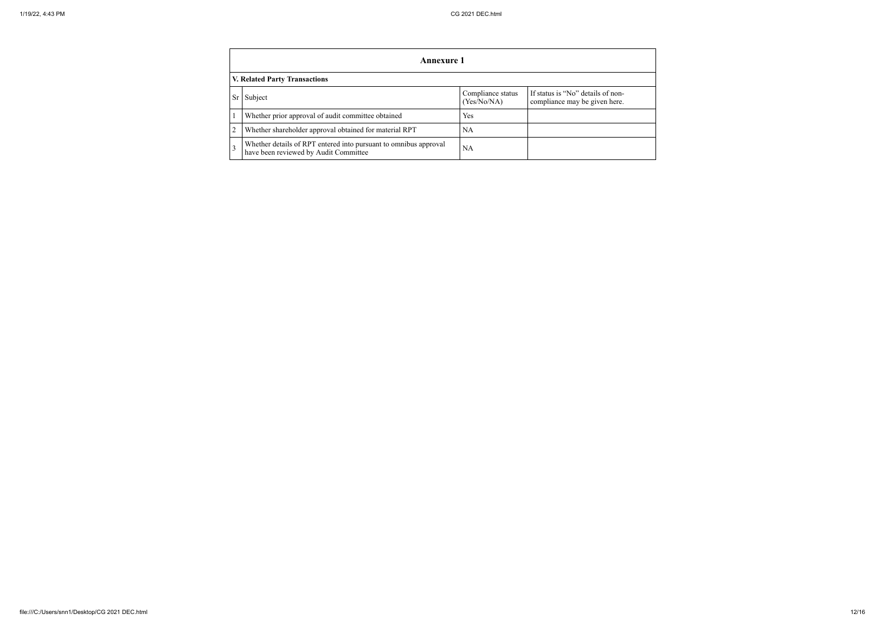## Annexure 1

### V. Related Party Transactions

| Sr | Subject | Compliance status (Yes/No/NA) | If status is "No" details of non-compliance may be given here. |
|---|---|---|---|
| 1 | Whether prior approval of audit committee obtained | Yes | |
| 2 | Whether shareholder approval obtained for material RPT | NA | |
| 3 | Whether details of RPT entered into pursuant to omnibus approval have been reviewed by Audit Committee | NA | |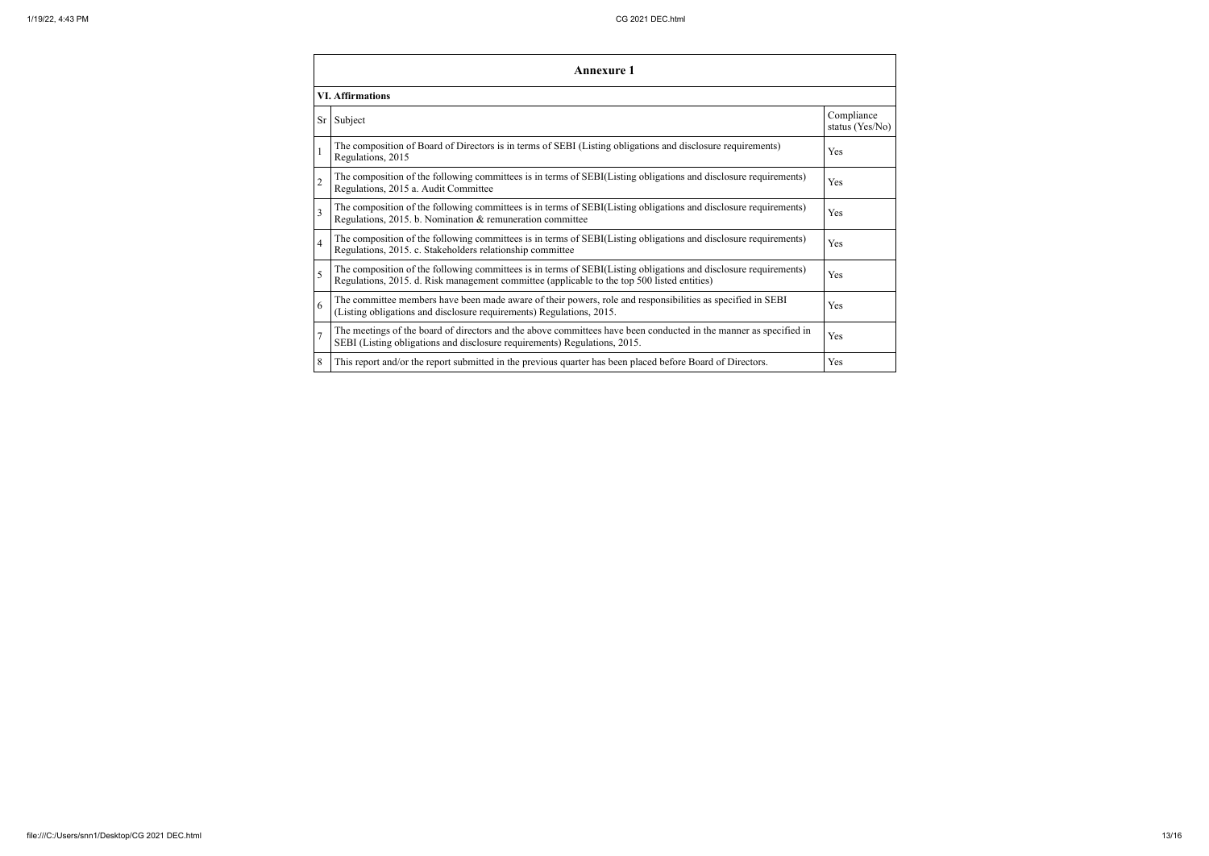## Annexure 1

### VI. Affirmations

| Sr | Subject | Compliance status (Yes/No) |
|---|---|---|
| 1 | The composition of Board of Directors is in terms of SEBI (Listing obligations and disclosure requirements) Regulations, 2015 | Yes |
| 2 | The composition of the following committees is in terms of SEBI(Listing obligations and disclosure requirements) Regulations, 2015 a. Audit Committee | Yes |
| 3 | The composition of the following committees is in terms of SEBI(Listing obligations and disclosure requirements) Regulations, 2015. b. Nomination & remuneration committee | Yes |
| 4 | The composition of the following committees is in terms of SEBI(Listing obligations and disclosure requirements) Regulations, 2015. c. Stakeholders relationship committee | Yes |
| 5 | The composition of the following committees is in terms of SEBI(Listing obligations and disclosure requirements) Regulations, 2015. d. Risk management committee (applicable to the top 500 listed entities) | Yes |
| 6 | The committee members have been made aware of their powers, role and responsibilities as specified in SEBI (Listing obligations and disclosure requirements) Regulations, 2015. | Yes |
| 7 | The meetings of the board of directors and the above committees have been conducted in the manner as specified in SEBI (Listing obligations and disclosure requirements) Regulations, 2015. | Yes |
| 8 | This report and/or the report submitted in the previous quarter has been placed before Board of Directors. | Yes |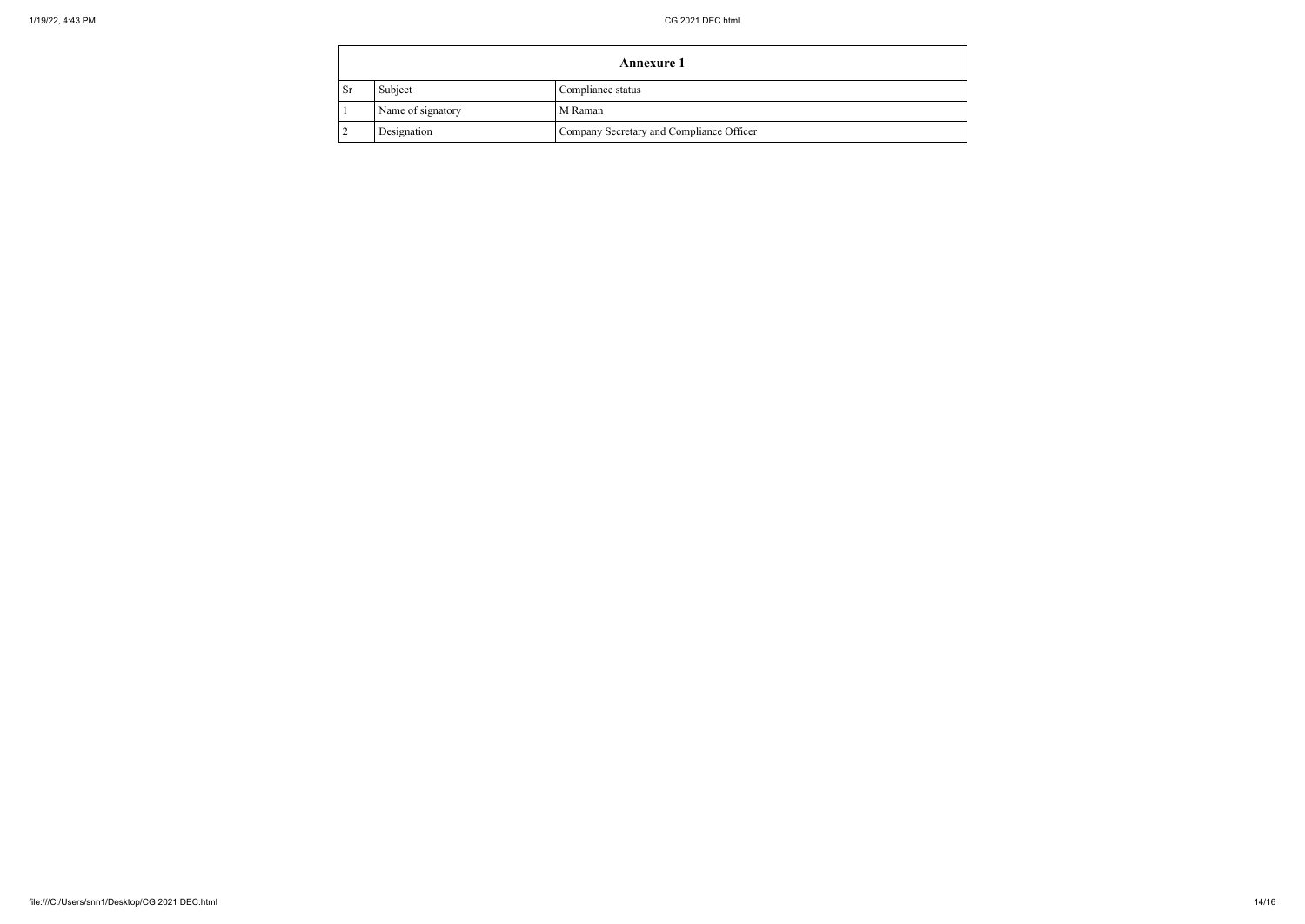| Annexure 1 | | |
|---|---|---|
| Sr | Subject | Compliance status |
| 1 | Name of signatory | M Raman |
| 2 | Designation | Company Secretary and Compliance Officer |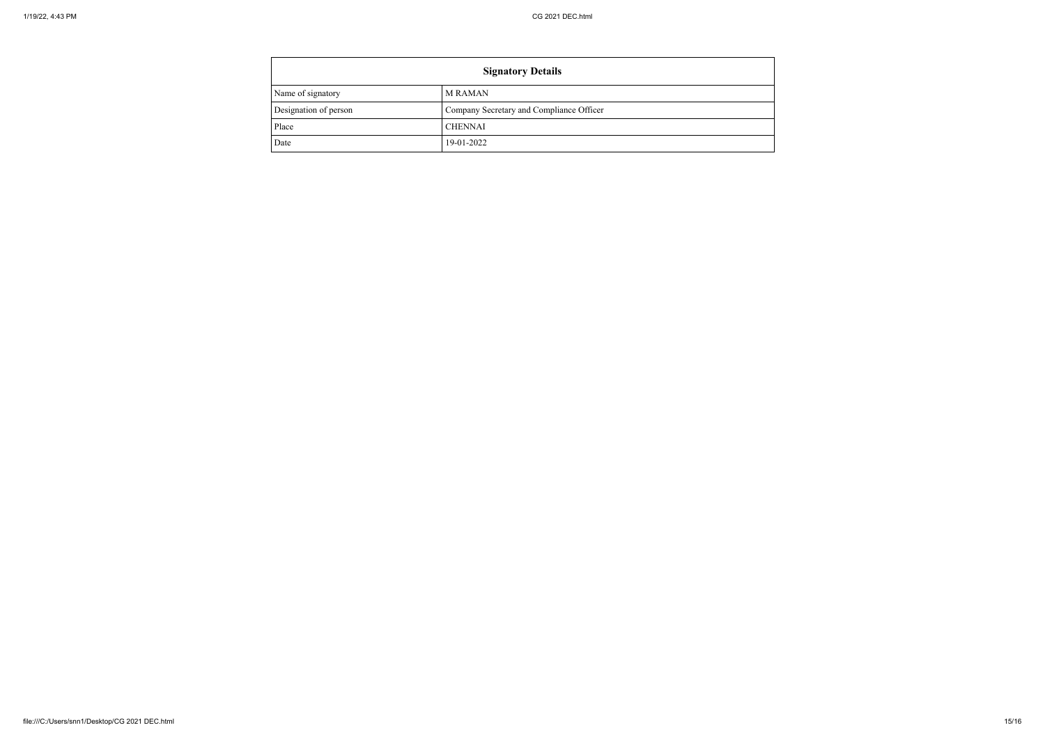| Signatory Details | |
|---|---|
| Name of signatory | M RAMAN |
| Designation of person | Company Secretary and Compliance Officer |
| Place | CHENNAI |
| Date | 19-01-2022 |